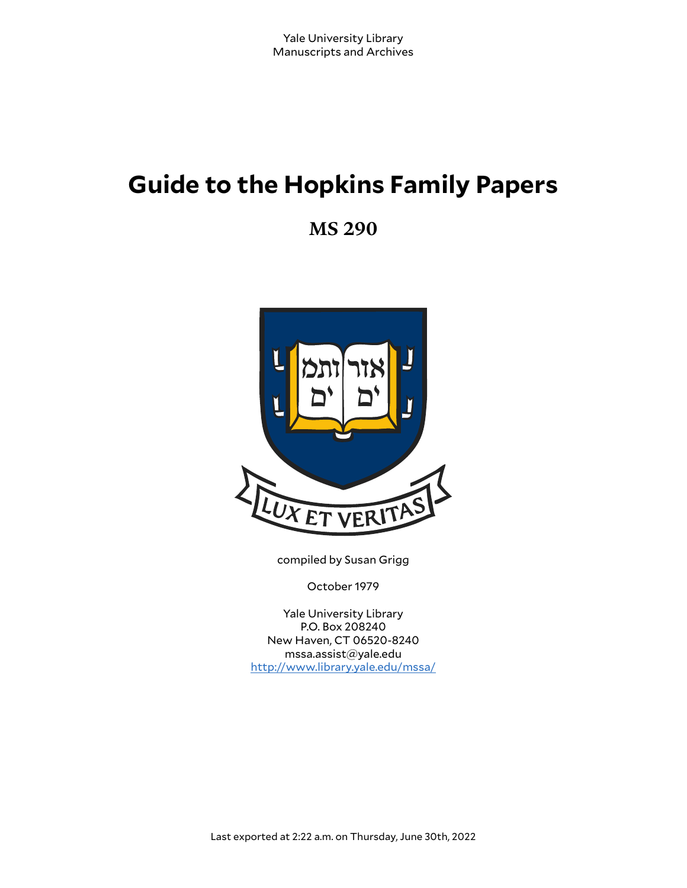Yale University Library
Manuscripts and Archives

# Guide to the Hopkins Family Papers

## MS 290

compiled by Susan Grigg

October 1979

Yale University Library
P.O. Box 208240
New Haven, CT 06520-8240
mssa.assist@yale.edu
http://www.library.yale.edu/mssa/

Last exported at 2:22 a.m. on Thursday, June 30th, 2022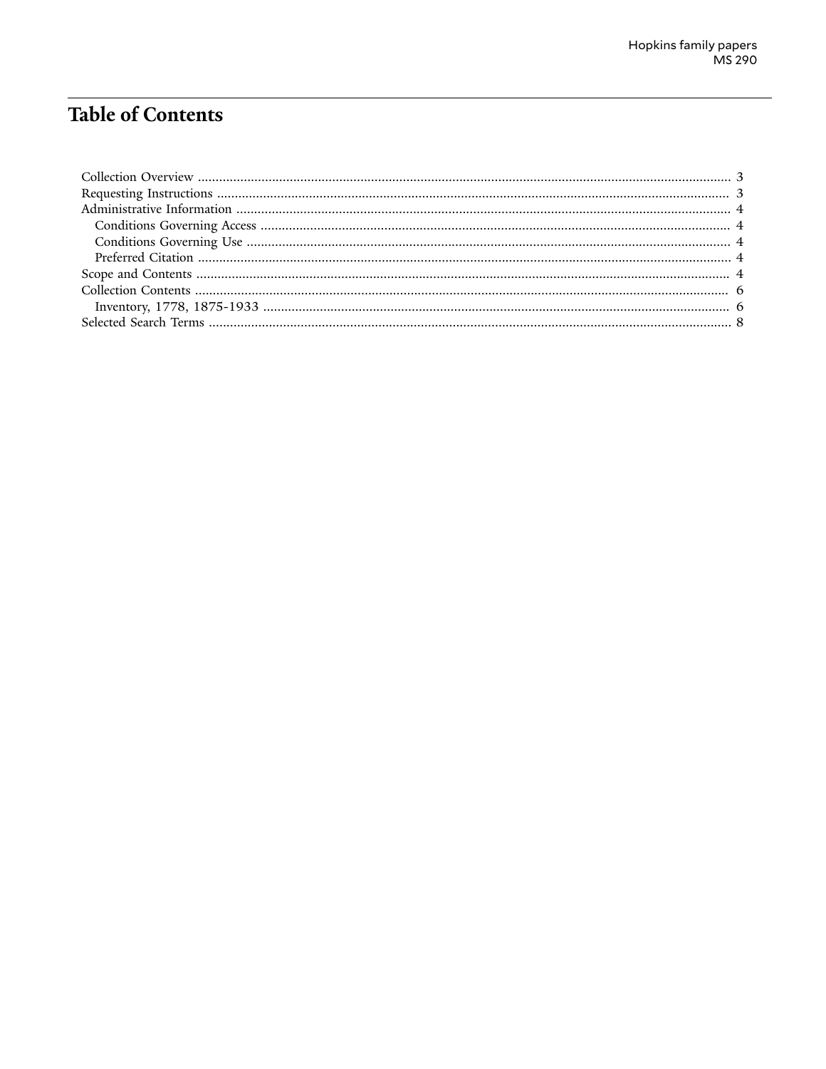# Table of Contents

- Collection Overview ..... 3
- Requesting Instructions ..... 3
- Administrative Information ..... 4
  - Conditions Governing Access ..... 4
  - Conditions Governing Use ..... 4
  - Preferred Citation ..... 4
- Scope and Contents ..... 4
- Collection Contents ..... 6
  - Inventory, 1778, 1875-1933 ..... 6
- Selected Search Terms ..... 8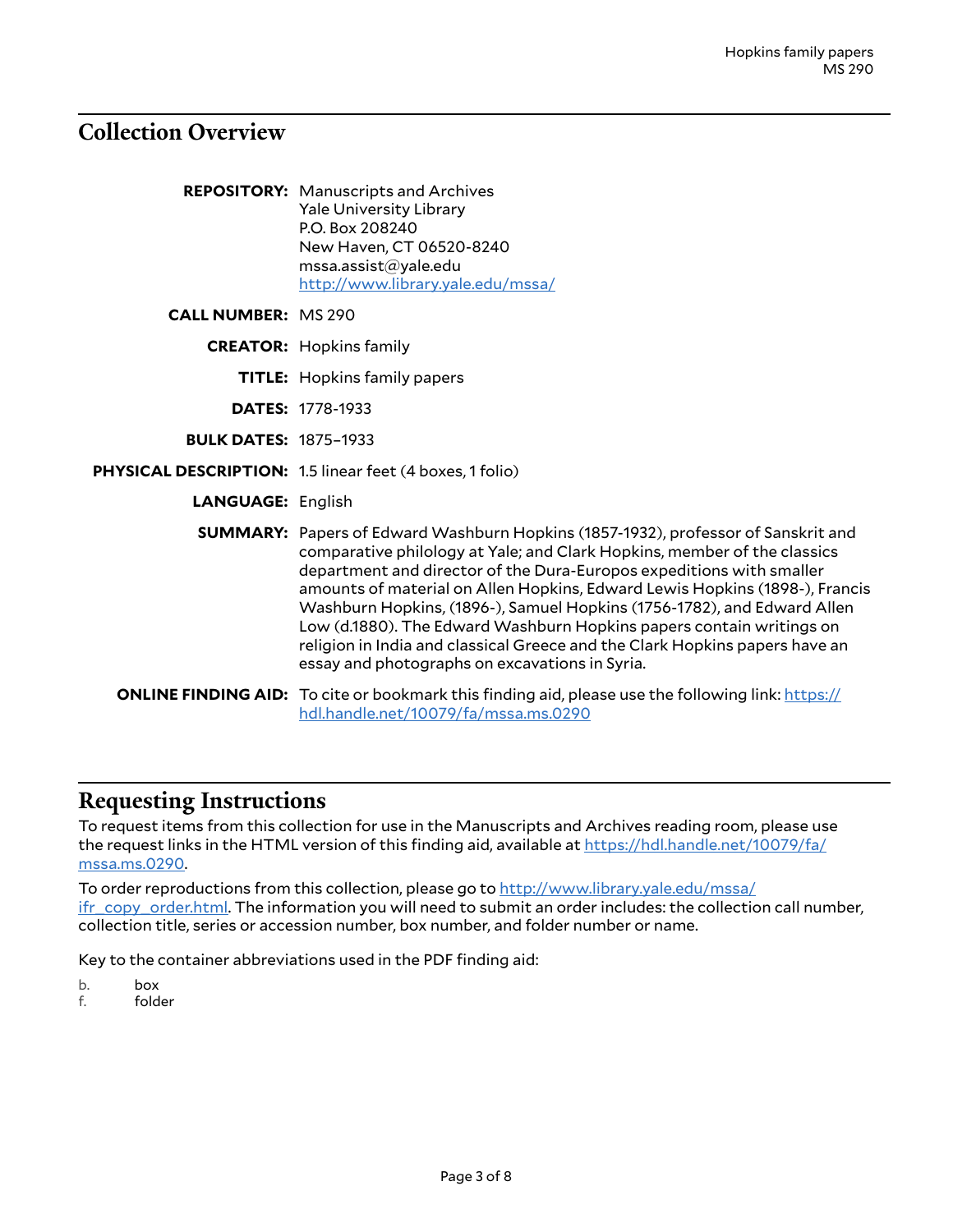## Collection Overview

**REPOSITORY:** Manuscripts and Archives
Yale University Library
P.O. Box 208240
New Haven, CT 06520-8240
mssa.assist@yale.edu
http://www.library.yale.edu/mssa/

**CALL NUMBER:** MS 290

**CREATOR:** Hopkins family

**TITLE:** Hopkins family papers

**DATES:** 1778-1933

**BULK DATES:** 1875–1933

**PHYSICAL DESCRIPTION:** 1.5 linear feet (4 boxes, 1 folio)

**LANGUAGE:** English

**SUMMARY:** Papers of Edward Washburn Hopkins (1857-1932), professor of Sanskrit and comparative philology at Yale; and Clark Hopkins, member of the classics department and director of the Dura-Europos expeditions with smaller amounts of material on Allen Hopkins, Edward Lewis Hopkins (1898-), Francis Washburn Hopkins, (1896-), Samuel Hopkins (1756-1782), and Edward Allen Low (d.1880). The Edward Washburn Hopkins papers contain writings on religion in India and classical Greece and the Clark Hopkins papers have an essay and photographs on excavations in Syria.

**ONLINE FINDING AID:** To cite or bookmark this finding aid, please use the following link: https://hdl.handle.net/10079/fa/mssa.ms.0290

## Requesting Instructions

To request items from this collection for use in the Manuscripts and Archives reading room, please use the request links in the HTML version of this finding aid, available at https://hdl.handle.net/10079/fa/mssa.ms.0290.

To order reproductions from this collection, please go to http://www.library.yale.edu/mssa/ifr_copy_order.html. The information you will need to submit an order includes: the collection call number, collection title, series or accession number, box number, and folder number or name.

Key to the container abbreviations used in the PDF finding aid:

b. box
f. folder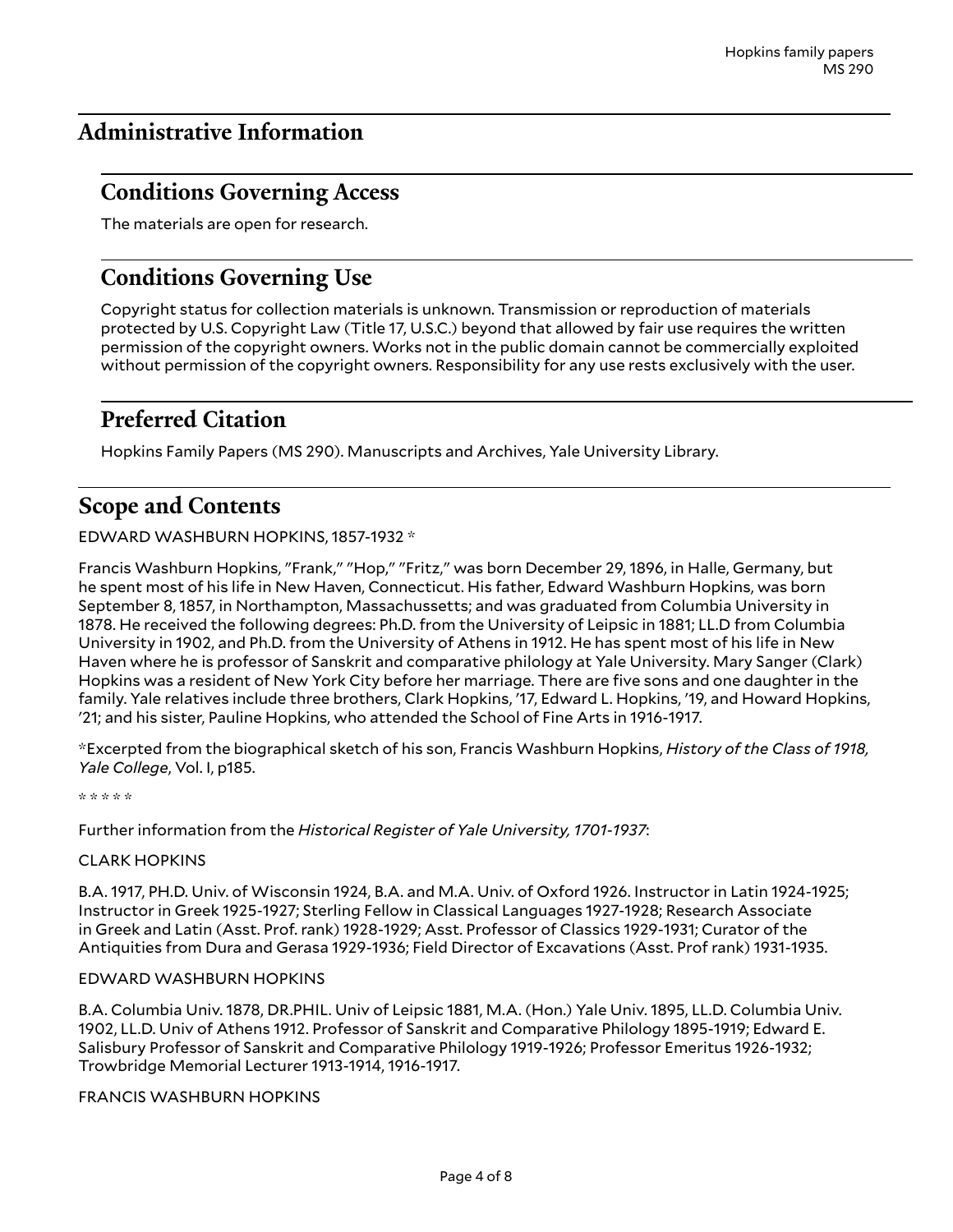## Administrative Information

### Conditions Governing Access

The materials are open for research.

### Conditions Governing Use

Copyright status for collection materials is unknown. Transmission or reproduction of materials protected by U.S. Copyright Law (Title 17, U.S.C.) beyond that allowed by fair use requires the written permission of the copyright owners. Works not in the public domain cannot be commercially exploited without permission of the copyright owners. Responsibility for any use rests exclusively with the user.

### Preferred Citation

Hopkins Family Papers (MS 290). Manuscripts and Archives, Yale University Library.

## Scope and Contents

EDWARD WASHBURN HOPKINS, 1857-1932 *

Francis Washburn Hopkins, "Frank," "Hop," "Fritz," was born December 29, 1896, in Halle, Germany, but he spent most of his life in New Haven, Connecticut. His father, Edward Washburn Hopkins, was born September 8, 1857, in Northampton, Massachussetts; and was graduated from Columbia University in 1878. He received the following degrees: Ph.D. from the University of Leipsic in 1881; LL.D from Columbia University in 1902, and Ph.D. from the University of Athens in 1912. He has spent most of his life in New Haven where he is professor of Sanskrit and comparative philology at Yale University. Mary Sanger (Clark) Hopkins was a resident of New York City before her marriage. There are five sons and one daughter in the family. Yale relatives include three brothers, Clark Hopkins, '17, Edward L. Hopkins, '19, and Howard Hopkins, '21; and his sister, Pauline Hopkins, who attended the School of Fine Arts in 1916-1917.

*Excerpted from the biographical sketch of his son, Francis Washburn Hopkins, *History of the Class of 1918, Yale College*, Vol. I, p185.

* * * * *

Further information from the *Historical Register of Yale University, 1701-1937*:

CLARK HOPKINS

B.A. 1917, PH.D. Univ. of Wisconsin 1924, B.A. and M.A. Univ. of Oxford 1926. Instructor in Latin 1924-1925; Instructor in Greek 1925-1927; Sterling Fellow in Classical Languages 1927-1928; Research Associate in Greek and Latin (Asst. Prof. rank) 1928-1929; Asst. Professor of Classics 1929-1931; Curator of the Antiquities from Dura and Gerasa 1929-1936; Field Director of Excavations (Asst. Prof rank) 1931-1935.

EDWARD WASHBURN HOPKINS

B.A. Columbia Univ. 1878, DR.PHIL. Univ of Leipsic 1881, M.A. (Hon.) Yale Univ. 1895, LL.D. Columbia Univ. 1902, LL.D. Univ of Athens 1912. Professor of Sanskrit and Comparative Philology 1895-1919; Edward E. Salisbury Professor of Sanskrit and Comparative Philology 1919-1926; Professor Emeritus 1926-1932; Trowbridge Memorial Lecturer 1913-1914, 1916-1917.

FRANCIS WASHBURN HOPKINS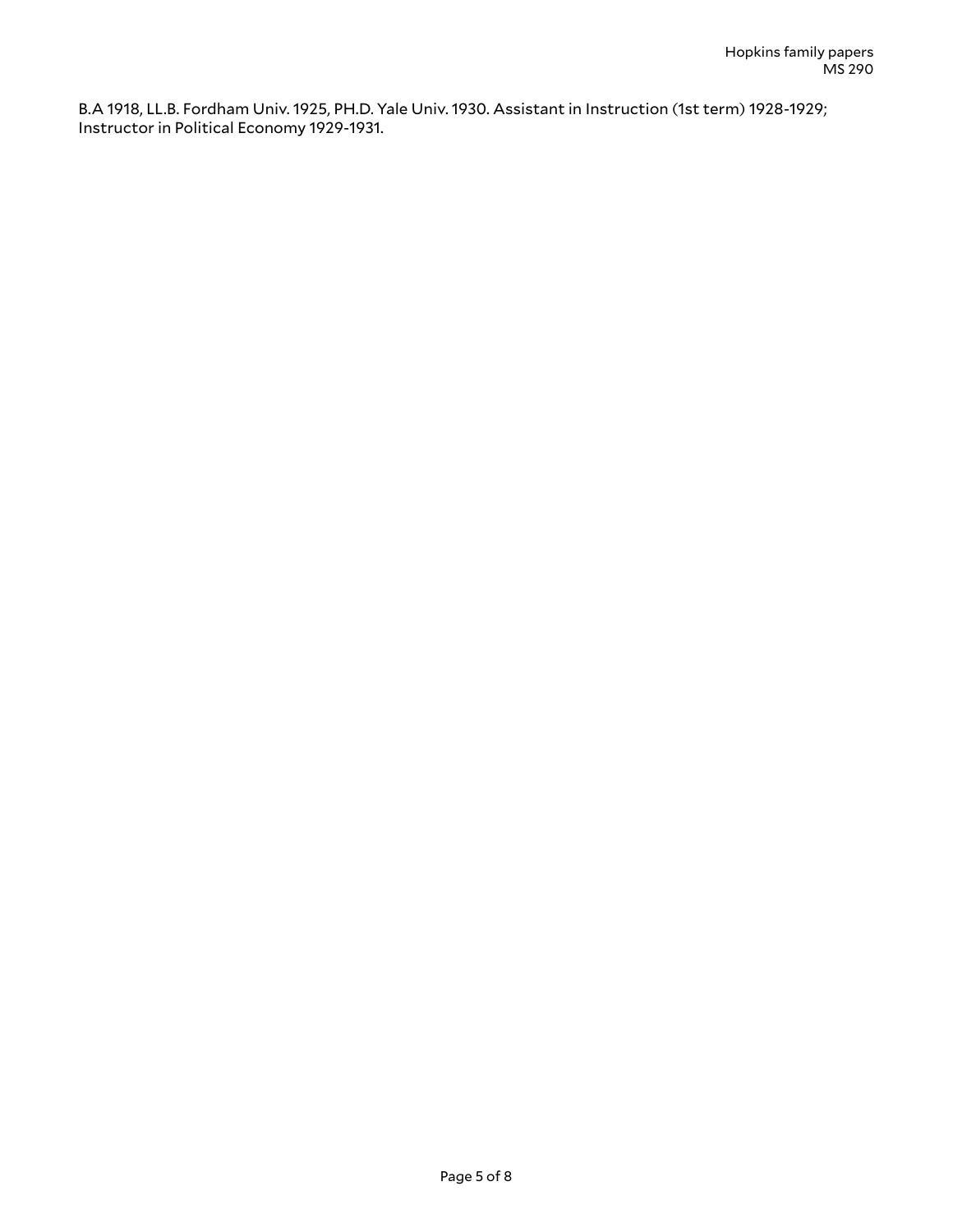B.A 1918, LL.B. Fordham Univ. 1925, PH.D. Yale Univ. 1930. Assistant in Instruction (1st term) 1928-1929; Instructor in Political Economy 1929-1931.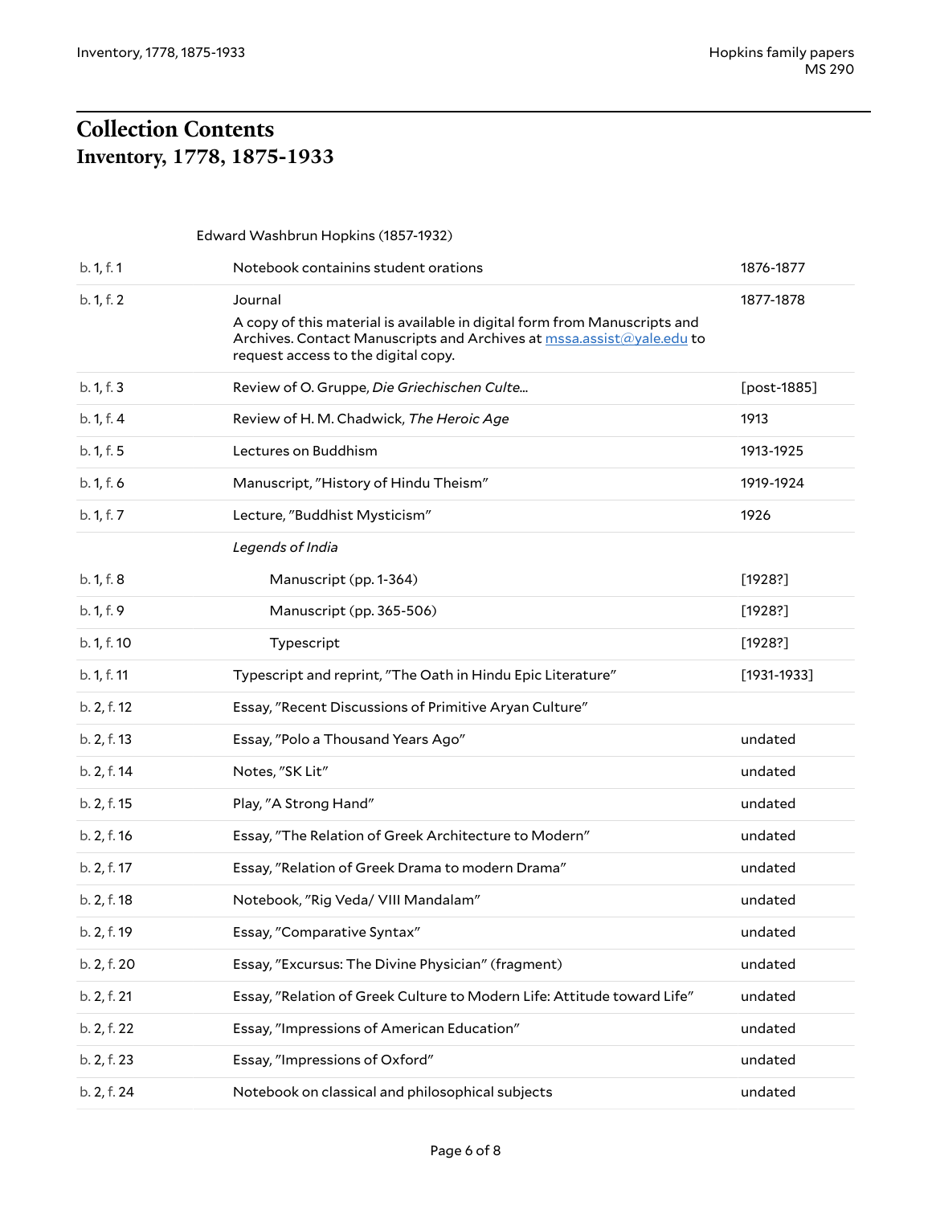# Collection Contents
## Inventory, 1778, 1875-1933

Edward Washbrun Hopkins (1857-1932)

| | | |
|---|---|---|
| b. 1, f. 1 | Notebook containins student orations | 1876-1877 |
| b. 1, f. 2 | Journal<br>A copy of this material is available in digital form from Manuscripts and Archives. Contact Manuscripts and Archives at mssa.assist@yale.edu to request access to the digital copy. | 1877-1878 |
| b. 1, f. 3 | Review of O. Gruppe, *Die Griechischen Culte...* | [post-1885] |
| b. 1, f. 4 | Review of H. M. Chadwick, *The Heroic Age* | 1913 |
| b. 1, f. 5 | Lectures on Buddhism | 1913-1925 |
| b. 1, f. 6 | Manuscript, "History of Hindu Theism" | 1919-1924 |
| b. 1, f. 7 | Lecture, "Buddhist Mysticism" | 1926 |
| | *Legends of India* | |
| b. 1, f. 8 | Manuscript (pp. 1-364) | [1928?] |
| b. 1, f. 9 | Manuscript (pp. 365-506) | [1928?] |
| b. 1, f. 10 | Typescript | [1928?] |
| b. 1, f. 11 | Typescript and reprint, "The Oath in Hindu Epic Literature" | [1931-1933] |
| b. 2, f. 12 | Essay, "Recent Discussions of Primitive Aryan Culture" | |
| b. 2, f. 13 | Essay, "Polo a Thousand Years Ago" | undated |
| b. 2, f. 14 | Notes, "SK Lit" | undated |
| b. 2, f. 15 | Play, "A Strong Hand" | undated |
| b. 2, f. 16 | Essay, "The Relation of Greek Architecture to Modern" | undated |
| b. 2, f. 17 | Essay, "Relation of Greek Drama to modern Drama" | undated |
| b. 2, f. 18 | Notebook, "Rig Veda/ VIII Mandalam" | undated |
| b. 2, f. 19 | Essay, "Comparative Syntax" | undated |
| b. 2, f. 20 | Essay, "Excursus: The Divine Physician" (fragment) | undated |
| b. 2, f. 21 | Essay, "Relation of Greek Culture to Modern Life: Attitude toward Life" | undated |
| b. 2, f. 22 | Essay, "Impressions of American Education" | undated |
| b. 2, f. 23 | Essay, "Impressions of Oxford" | undated |
| b. 2, f. 24 | Notebook on classical and philosophical subjects | undated |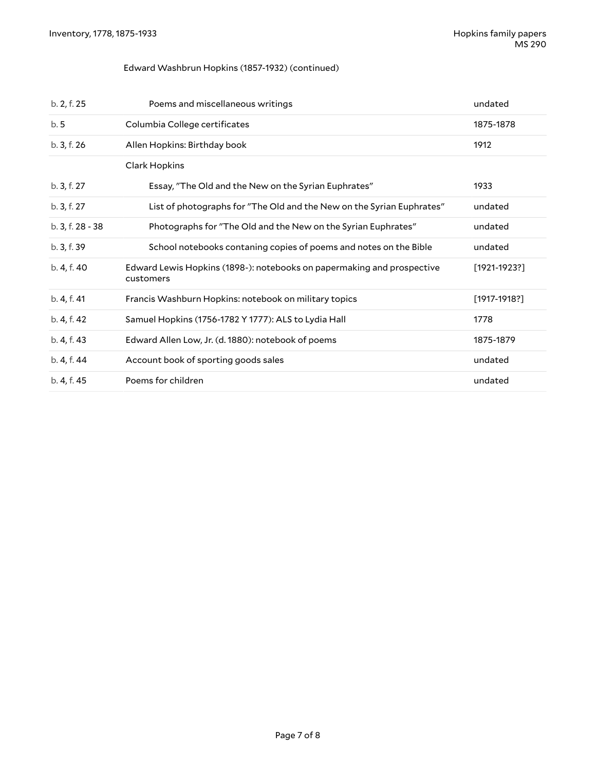Edward Washbrun Hopkins (1857-1932) (continued)

| | | |
|---|---|---|
| b. 2, f. 25 | Poems and miscellaneous writings | undated |
| b. 5 | Columbia College certificates | 1875-1878 |
| b. 3, f. 26 | Allen Hopkins: Birthday book | 1912 |
| | Clark Hopkins | |
| b. 3, f. 27 | Essay, "The Old and the New on the Syrian Euphrates" | 1933 |
| b. 3, f. 27 | List of photographs for "The Old and the New on the Syrian Euphrates" | undated |
| b. 3, f. 28 - 38 | Photographs for "The Old and the New on the Syrian Euphrates" | undated |
| b. 3, f. 39 | School notebooks contaning copies of poems and notes on the Bible | undated |
| b. 4, f. 40 | Edward Lewis Hopkins (1898-): notebooks on papermaking and prospective customers | [1921-1923?] |
| b. 4, f. 41 | Francis Washburn Hopkins: notebook on military topics | [1917-1918?] |
| b. 4, f. 42 | Samuel Hopkins (1756-1782 Y 1777): ALS to Lydia Hall | 1778 |
| b. 4, f. 43 | Edward Allen Low, Jr. (d. 1880): notebook of poems | 1875-1879 |
| b. 4, f. 44 | Account book of sporting goods sales | undated |
| b. 4, f. 45 | Poems for children | undated |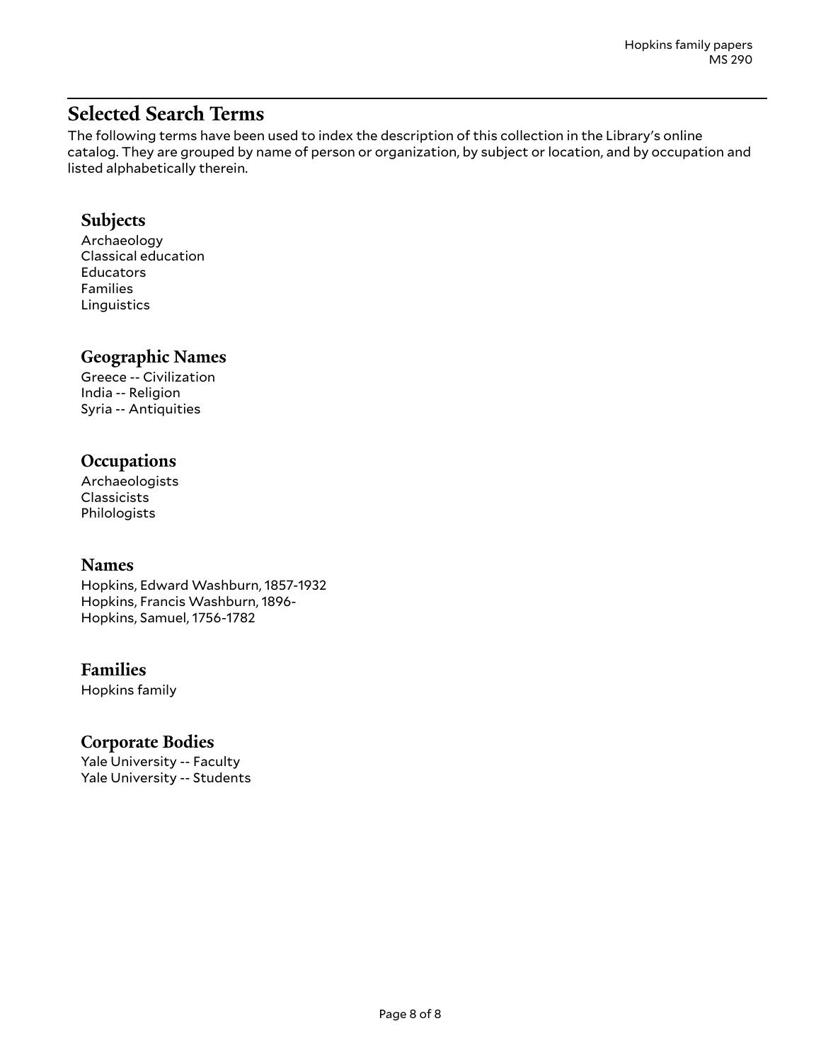## Selected Search Terms

The following terms have been used to index the description of this collection in the Library's online catalog. They are grouped by name of person or organization, by subject or location, and by occupation and listed alphabetically therein.

### Subjects

Archaeology
Classical education
Educators
Families
Linguistics

### Geographic Names

Greece -- Civilization
India -- Religion
Syria -- Antiquities

### Occupations

Archaeologists
Classicists
Philologists

### Names

Hopkins, Edward Washburn, 1857-1932
Hopkins, Francis Washburn, 1896-
Hopkins, Samuel, 1756-1782

### Families

Hopkins family

### Corporate Bodies

Yale University -- Faculty
Yale University -- Students